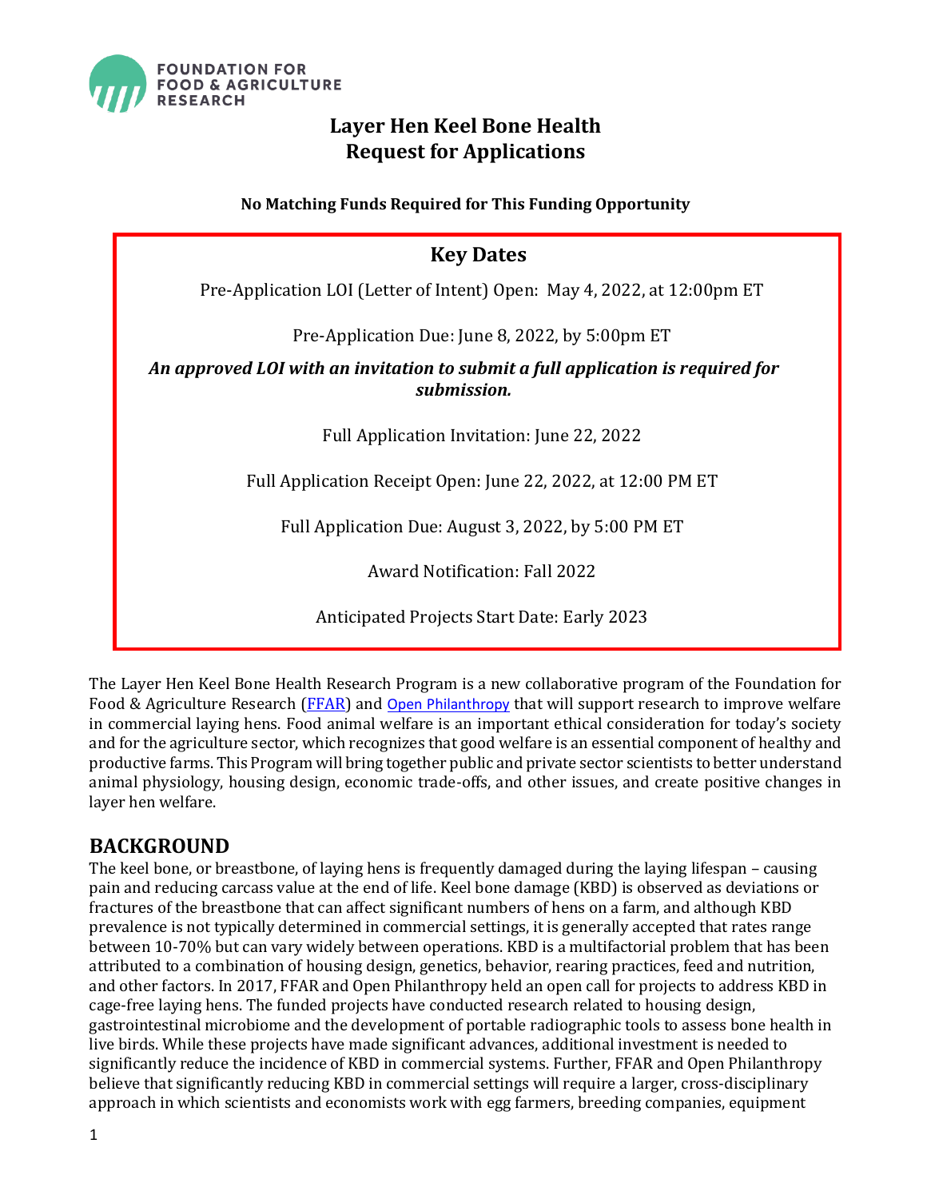FOUNDATION FOR FOOD & AGRICULTURE RESEARCH

# Layer Hen Keel Bone Health Request for Applications

**No Matching Funds Required for This Funding Opportunity**

## Key Dates

Pre-Application LOI (Letter of Intent) Open: May 4, 2022, at 12:00pm ET

Pre-Application Due: June 8, 2022, by 5:00pm ET

***An approved LOI with an invitation to submit a full application is required for submission.***

Full Application Invitation: June 22, 2022

Full Application Receipt Open: June 22, 2022, at 12:00 PM ET

Full Application Due: August 3, 2022, by 5:00 PM ET

Award Notification: Fall 2022

Anticipated Projects Start Date: Early 2023

The Layer Hen Keel Bone Health Research Program is a new collaborative program of the Foundation for Food & Agriculture Research (FFAR) and Open Philanthropy that will support research to improve welfare in commercial laying hens. Food animal welfare is an important ethical consideration for today's society and for the agriculture sector, which recognizes that good welfare is an essential component of healthy and productive farms. This Program will bring together public and private sector scientists to better understand animal physiology, housing design, economic trade-offs, and other issues, and create positive changes in layer hen welfare.

## BACKGROUND

The keel bone, or breastbone, of laying hens is frequently damaged during the laying lifespan – causing pain and reducing carcass value at the end of life. Keel bone damage (KBD) is observed as deviations or fractures of the breastbone that can affect significant numbers of hens on a farm, and although KBD prevalence is not typically determined in commercial settings, it is generally accepted that rates range between 10-70% but can vary widely between operations. KBD is a multifactorial problem that has been attributed to a combination of housing design, genetics, behavior, rearing practices, feed and nutrition, and other factors. In 2017, FFAR and Open Philanthropy held an open call for projects to address KBD in cage-free laying hens. The funded projects have conducted research related to housing design, gastrointestinal microbiome and the development of portable radiographic tools to assess bone health in live birds. While these projects have made significant advances, additional investment is needed to significantly reduce the incidence of KBD in commercial systems. Further, FFAR and Open Philanthropy believe that significantly reducing KBD in commercial settings will require a larger, cross-disciplinary approach in which scientists and economists work with egg farmers, breeding companies, equipment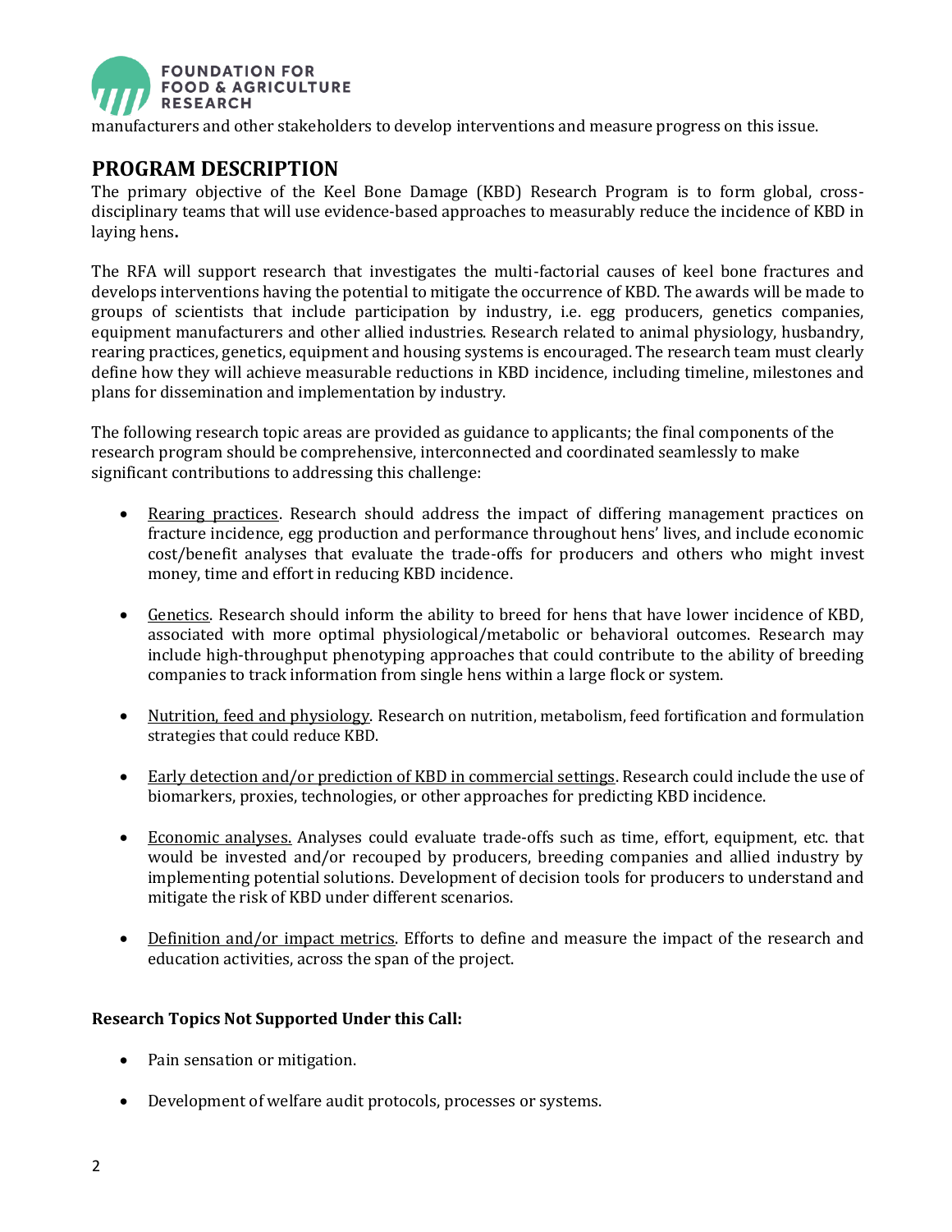manufacturers and other stakeholders to develop interventions and measure progress on this issue.

## PROGRAM DESCRIPTION

The primary objective of the Keel Bone Damage (KBD) Research Program is to form global, cross-disciplinary teams that will use evidence-based approaches to measurably reduce the incidence of KBD in laying hens**.**

The RFA will support research that investigates the multi-factorial causes of keel bone fractures and develops interventions having the potential to mitigate the occurrence of KBD. The awards will be made to groups of scientists that include participation by industry, i.e. egg producers, genetics companies, equipment manufacturers and other allied industries. Research related to animal physiology, husbandry, rearing practices, genetics, equipment and housing systems is encouraged. The research team must clearly define how they will achieve measurable reductions in KBD incidence, including timeline, milestones and plans for dissemination and implementation by industry.

The following research topic areas are provided as guidance to applicants; the final components of the research program should be comprehensive, interconnected and coordinated seamlessly to make significant contributions to addressing this challenge:

- Rearing practices. Research should address the impact of differing management practices on fracture incidence, egg production and performance throughout hens' lives, and include economic cost/benefit analyses that evaluate the trade-offs for producers and others who might invest money, time and effort in reducing KBD incidence.
- Genetics. Research should inform the ability to breed for hens that have lower incidence of KBD, associated with more optimal physiological/metabolic or behavioral outcomes. Research may include high-throughput phenotyping approaches that could contribute to the ability of breeding companies to track information from single hens within a large flock or system.
- Nutrition, feed and physiology. Research on nutrition, metabolism, feed fortification and formulation strategies that could reduce KBD.
- Early detection and/or prediction of KBD in commercial settings. Research could include the use of biomarkers, proxies, technologies, or other approaches for predicting KBD incidence.
- Economic analyses. Analyses could evaluate trade-offs such as time, effort, equipment, etc. that would be invested and/or recouped by producers, breeding companies and allied industry by implementing potential solutions. Development of decision tools for producers to understand and mitigate the risk of KBD under different scenarios.
- Definition and/or impact metrics. Efforts to define and measure the impact of the research and education activities, across the span of the project.

**Research Topics Not Supported Under this Call:**

- Pain sensation or mitigation.
- Development of welfare audit protocols, processes or systems.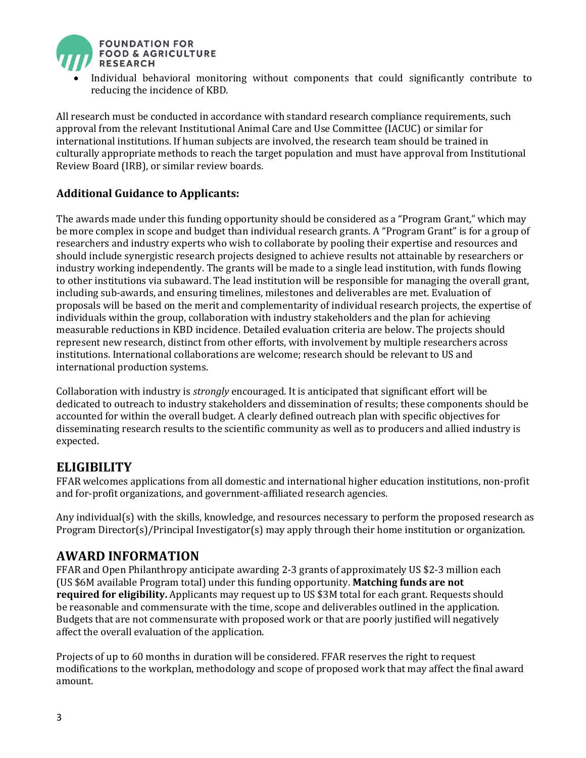- Individual behavioral monitoring without components that could significantly contribute to reducing the incidence of KBD.

All research must be conducted in accordance with standard research compliance requirements, such approval from the relevant Institutional Animal Care and Use Committee (IACUC) or similar for international institutions. If human subjects are involved, the research team should be trained in culturally appropriate methods to reach the target population and must have approval from Institutional Review Board (IRB), or similar review boards.

### Additional Guidance to Applicants:

The awards made under this funding opportunity should be considered as a "Program Grant," which may be more complex in scope and budget than individual research grants. A "Program Grant" is for a group of researchers and industry experts who wish to collaborate by pooling their expertise and resources and should include synergistic research projects designed to achieve results not attainable by researchers or industry working independently. The grants will be made to a single lead institution, with funds flowing to other institutions via subaward. The lead institution will be responsible for managing the overall grant, including sub-awards, and ensuring timelines, milestones and deliverables are met. Evaluation of proposals will be based on the merit and complementarity of individual research projects, the expertise of individuals within the group, collaboration with industry stakeholders and the plan for achieving measurable reductions in KBD incidence. Detailed evaluation criteria are below. The projects should represent new research, distinct from other efforts, with involvement by multiple researchers across institutions. International collaborations are welcome; research should be relevant to US and international production systems.

Collaboration with industry is *strongly* encouraged. It is anticipated that significant effort will be dedicated to outreach to industry stakeholders and dissemination of results; these components should be accounted for within the overall budget. A clearly defined outreach plan with specific objectives for disseminating research results to the scientific community as well as to producers and allied industry is expected.

## ELIGIBILITY

FFAR welcomes applications from all domestic and international higher education institutions, non-profit and for-profit organizations, and government-affiliated research agencies.

Any individual(s) with the skills, knowledge, and resources necessary to perform the proposed research as Program Director(s)/Principal Investigator(s) may apply through their home institution or organization.

## AWARD INFORMATION

FFAR and Open Philanthropy anticipate awarding 2-3 grants of approximately US $2-3 million each (US $6M available Program total) under this funding opportunity. **Matching funds are not required for eligibility.** Applicants may request up to US $3M total for each grant. Requests should be reasonable and commensurate with the time, scope and deliverables outlined in the application. Budgets that are not commensurate with proposed work or that are poorly justified will negatively affect the overall evaluation of the application.

Projects of up to 60 months in duration will be considered. FFAR reserves the right to request modifications to the workplan, methodology and scope of proposed work that may affect the final award amount.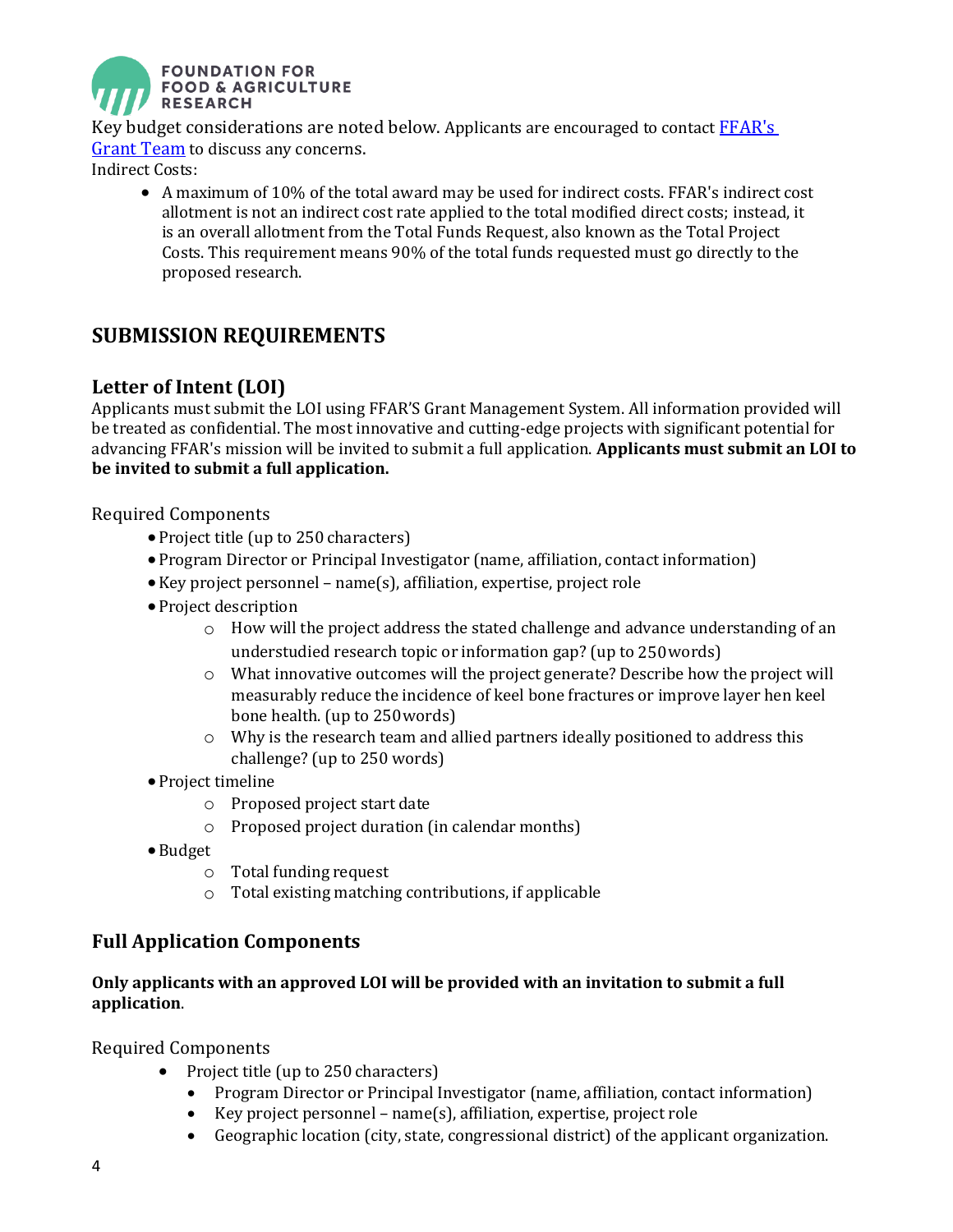Key budget considerations are noted below. Applicants are encouraged to contact [FFAR's Grant Team]() to discuss any concerns.

Indirect Costs:

- A maximum of 10% of the total award may be used for indirect costs. FFAR's indirect cost allotment is not an indirect cost rate applied to the total modified direct costs; instead, it is an overall allotment from the Total Funds Request, also known as the Total Project Costs. This requirement means 90% of the total funds requested must go directly to the proposed research.

## SUBMISSION REQUIREMENTS

### Letter of Intent (LOI)

Applicants must submit the LOI using FFAR'S Grant Management System. All information provided will be treated as confidential. The most innovative and cutting-edge projects with significant potential for advancing FFAR's mission will be invited to submit a full application. **Applicants must submit an LOI to be invited to submit a full application.**

Required Components

- Project title (up to 250 characters)
- Program Director or Principal Investigator (name, affiliation, contact information)
- Key project personnel – name(s), affiliation, expertise, project role
- Project description
  - How will the project address the stated challenge and advance understanding of an understudied research topic or information gap? (up to 250 words)
  - What innovative outcomes will the project generate? Describe how the project will measurably reduce the incidence of keel bone fractures or improve layer hen keel bone health. (up to 250 words)
  - Why is the research team and allied partners ideally positioned to address this challenge? (up to 250 words)
- Project timeline
  - Proposed project start date
  - Proposed project duration (in calendar months)
- Budget
  - Total funding request
  - Total existing matching contributions, if applicable

### Full Application Components

**Only applicants with an approved LOI will be provided with an invitation to submit a full application**.

Required Components

- Project title (up to 250 characters)
  - Program Director or Principal Investigator (name, affiliation, contact information)
  - Key project personnel – name(s), affiliation, expertise, project role
  - Geographic location (city, state, congressional district) of the applicant organization.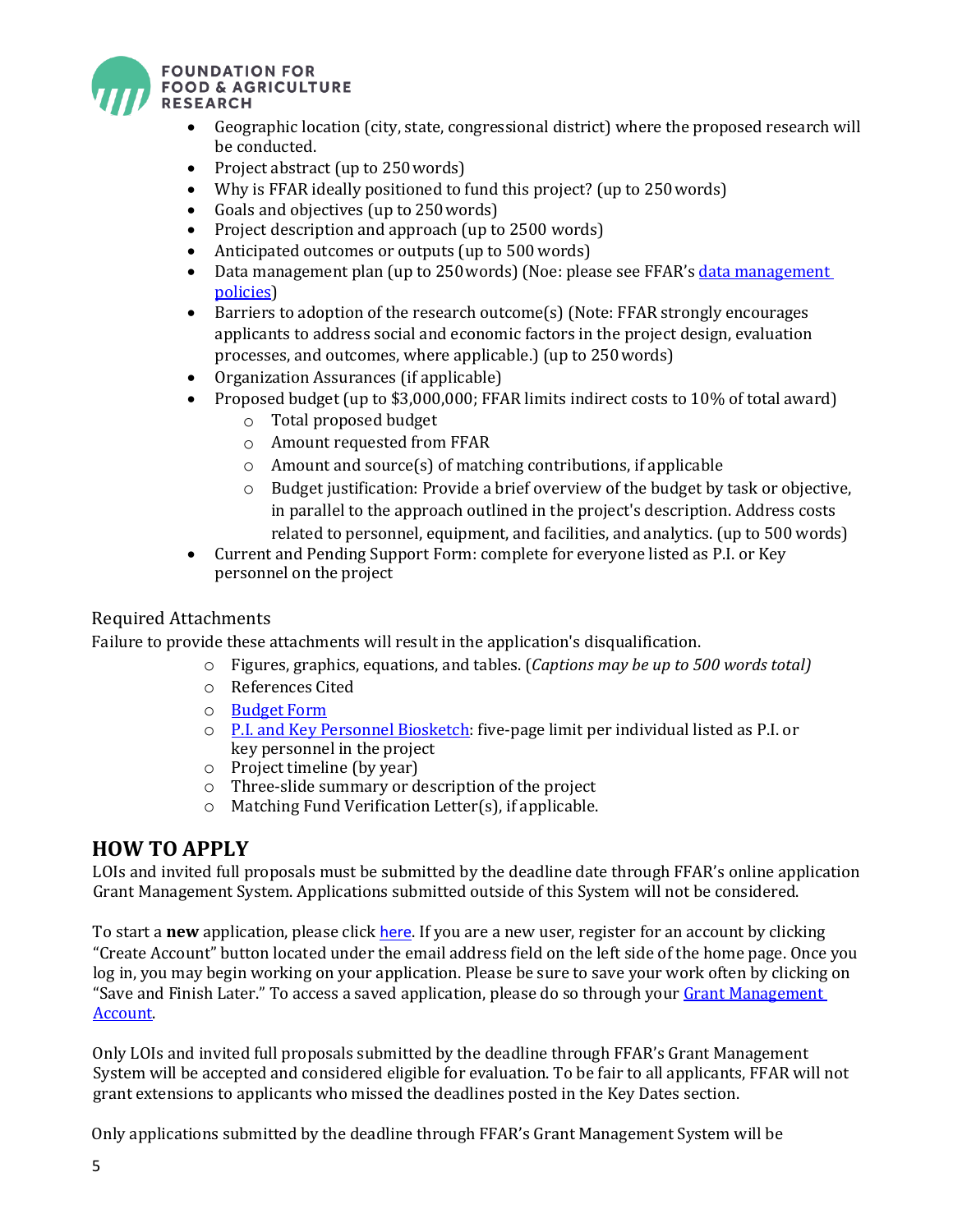- Geographic location (city, state, congressional district) where the proposed research will be conducted.
- Project abstract (up to 250 words)
- Why is FFAR ideally positioned to fund this project? (up to 250 words)
- Goals and objectives (up to 250 words)
- Project description and approach (up to 2500 words)
- Anticipated outcomes or outputs (up to 500 words)
- Data management plan (up to 250 words) (Noe: please see FFAR's [data management policies](#))
- Barriers to adoption of the research outcome(s) (Note: FFAR strongly encourages applicants to address social and economic factors in the project design, evaluation processes, and outcomes, where applicable.) (up to 250 words)
- Organization Assurances (if applicable)
- Proposed budget (up to $3,000,000; FFAR limits indirect costs to 10% of total award)
    - Total proposed budget
    - Amount requested from FFAR
    - Amount and source(s) of matching contributions, if applicable
    - Budget justification: Provide a brief overview of the budget by task or objective, in parallel to the approach outlined in the project's description. Address costs related to personnel, equipment, and facilities, and analytics. (up to 500 words)
- Current and Pending Support Form: complete for everyone listed as P.I. or Key personnel on the project

### Required Attachments

Failure to provide these attachments will result in the application's disqualification.

- Figures, graphics, equations, and tables. (*Captions may be up to 500 words total)*
- References Cited
- [Budget Form](#)
- [P.I. and Key Personnel Biosketch](#): five-page limit per individual listed as P.I. or key personnel in the project
- Project timeline (by year)
- Three-slide summary or description of the project
- Matching Fund Verification Letter(s), if applicable.

## HOW TO APPLY

LOIs and invited full proposals must be submitted by the deadline date through FFAR's online application Grant Management System. Applications submitted outside of this System will not be considered.

To start a **new** application, please click [here](#). If you are a new user, register for an account by clicking "Create Account" button located under the email address field on the left side of the home page. Once you log in, you may begin working on your application. Please be sure to save your work often by clicking on "Save and Finish Later." To access a saved application, please do so through your [Grant Management Account](#).

Only LOIs and invited full proposals submitted by the deadline through FFAR's Grant Management System will be accepted and considered eligible for evaluation. To be fair to all applicants, FFAR will not grant extensions to applicants who missed the deadlines posted in the Key Dates section.

Only applications submitted by the deadline through FFAR's Grant Management System will be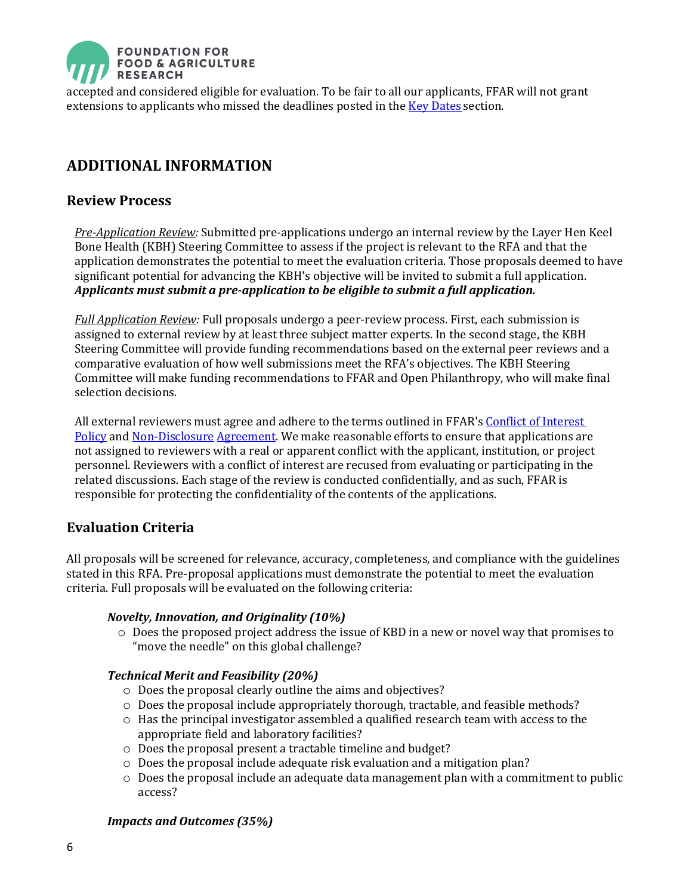accepted and considered eligible for evaluation. To be fair to all our applicants, FFAR will not grant extensions to applicants who missed the deadlines posted in the Key Dates section.

## ADDITIONAL INFORMATION

### Review Process

*Pre-Application Review:* Submitted pre-applications undergo an internal review by the Layer Hen Keel Bone Health (KBH) Steering Committee to assess if the project is relevant to the RFA and that the application demonstrates the potential to meet the evaluation criteria. Those proposals deemed to have significant potential for advancing the KBH's objective will be invited to submit a full application. ***Applicants must submit a pre-application to be eligible to submit a full application.***

*Full Application Review:* Full proposals undergo a peer-review process. First, each submission is assigned to external review by at least three subject matter experts. In the second stage, the KBH Steering Committee will provide funding recommendations based on the external peer reviews and a comparative evaluation of how well submissions meet the RFA's objectives. The KBH Steering Committee will make funding recommendations to FFAR and Open Philanthropy, who will make final selection decisions.

All external reviewers must agree and adhere to the terms outlined in FFAR's Conflict of Interest Policy and Non-Disclosure Agreement. We make reasonable efforts to ensure that applications are not assigned to reviewers with a real or apparent conflict with the applicant, institution, or project personnel. Reviewers with a conflict of interest are recused from evaluating or participating in the related discussions. Each stage of the review is conducted confidentially, and as such, FFAR is responsible for protecting the confidentiality of the contents of the applications.

### Evaluation Criteria

All proposals will be screened for relevance, accuracy, completeness, and compliance with the guidelines stated in this RFA. Pre-proposal applications must demonstrate the potential to meet the evaluation criteria. Full proposals will be evaluated on the following criteria:

***Novelty, Innovation, and Originality (10%)***

- Does the proposed project address the issue of KBD in a new or novel way that promises to "move the needle" on this global challenge?

***Technical Merit and Feasibility (20%)***

- Does the proposal clearly outline the aims and objectives?
- Does the proposal include appropriately thorough, tractable, and feasible methods?
- Has the principal investigator assembled a qualified research team with access to the appropriate field and laboratory facilities?
- Does the proposal present a tractable timeline and budget?
- Does the proposal include adequate risk evaluation and a mitigation plan?
- Does the proposal include an adequate data management plan with a commitment to public access?

***Impacts and Outcomes (35%)***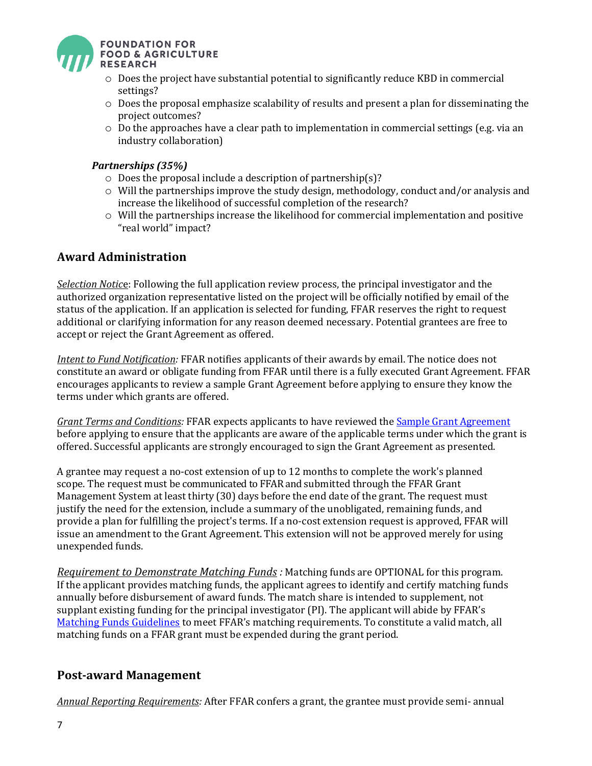- Does the project have substantial potential to significantly reduce KBD in commercial settings?
- Does the proposal emphasize scalability of results and present a plan for disseminating the project outcomes?
- Do the approaches have a clear path to implementation in commercial settings (e.g. via an industry collaboration)

***Partnerships (35%)***

- Does the proposal include a description of partnership(s)?
- Will the partnerships improve the study design, methodology, conduct and/or analysis and increase the likelihood of successful completion of the research?
- Will the partnerships increase the likelihood for commercial implementation and positive "real world" impact?

## Award Administration

*Selection Notice*: Following the full application review process, the principal investigator and the authorized organization representative listed on the project will be officially notified by email of the status of the application. If an application is selected for funding, FFAR reserves the right to request additional or clarifying information for any reason deemed necessary. Potential grantees are free to accept or reject the Grant Agreement as offered.

*Intent to Fund Notification:* FFAR notifies applicants of their awards by email. The notice does not constitute an award or obligate funding from FFAR until there is a fully executed Grant Agreement. FFAR encourages applicants to review a sample Grant Agreement before applying to ensure they know the terms under which grants are offered.

*Grant Terms and Conditions:* FFAR expects applicants to have reviewed the Sample Grant Agreement before applying to ensure that the applicants are aware of the applicable terms under which the grant is offered. Successful applicants are strongly encouraged to sign the Grant Agreement as presented.

A grantee may request a no-cost extension of up to 12 months to complete the work's planned scope. The request must be communicated to FFAR and submitted through the FFAR Grant Management System at least thirty (30) days before the end date of the grant. The request must justify the need for the extension, include a summary of the unobligated, remaining funds, and provide a plan for fulfilling the project's terms. If a no-cost extension request is approved, FFAR will issue an amendment to the Grant Agreement. This extension will not be approved merely for using unexpended funds.

*Requirement to Demonstrate Matching Funds :* Matching funds are OPTIONAL for this program. If the applicant provides matching funds, the applicant agrees to identify and certify matching funds annually before disbursement of award funds. The match share is intended to supplement, not supplant existing funding for the principal investigator (PI). The applicant will abide by FFAR's Matching Funds Guidelines to meet FFAR's matching requirements. To constitute a valid match, all matching funds on a FFAR grant must be expended during the grant period.

## Post-award Management

*Annual Reporting Requirements:* After FFAR confers a grant, the grantee must provide semi- annual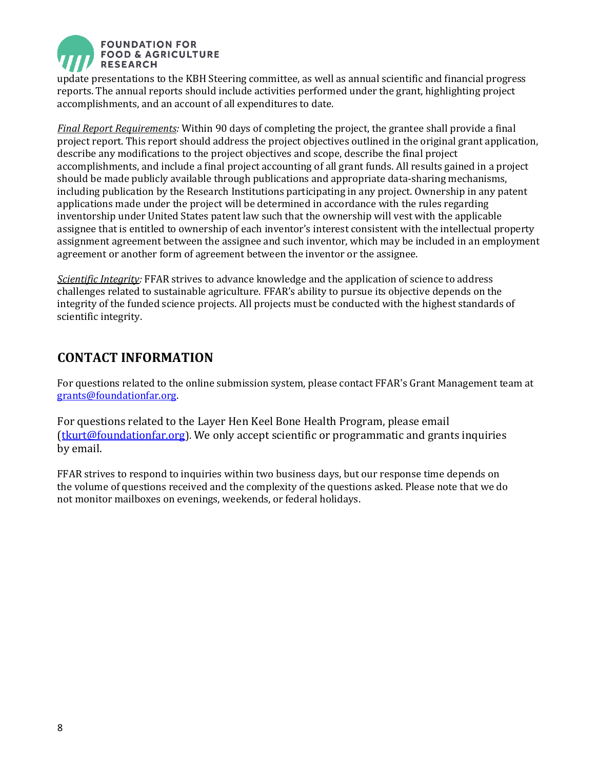update presentations to the KBH Steering committee, as well as annual scientific and financial progress reports. The annual reports should include activities performed under the grant, highlighting project accomplishments, and an account of all expenditures to date.

*Final Report Requirements:* Within 90 days of completing the project, the grantee shall provide a final project report. This report should address the project objectives outlined in the original grant application, describe any modifications to the project objectives and scope, describe the final project accomplishments, and include a final project accounting of all grant funds. All results gained in a project should be made publicly available through publications and appropriate data-sharing mechanisms, including publication by the Research Institutions participating in any project. Ownership in any patent applications made under the project will be determined in accordance with the rules regarding inventorship under United States patent law such that the ownership will vest with the applicable assignee that is entitled to ownership of each inventor's interest consistent with the intellectual property assignment agreement between the assignee and such inventor, which may be included in an employment agreement or another form of agreement between the inventor or the assignee.

*Scientific Integrity:* FFAR strives to advance knowledge and the application of science to address challenges related to sustainable agriculture. FFAR's ability to pursue its objective depends on the integrity of the funded science projects. All projects must be conducted with the highest standards of scientific integrity.

## CONTACT INFORMATION

For questions related to the online submission system, please contact FFAR's Grant Management team at grants@foundationfar.org.

For questions related to the Layer Hen Keel Bone Health Program, please email (tkurt@foundationfar.org). We only accept scientific or programmatic and grants inquiries by email.

FFAR strives to respond to inquiries within two business days, but our response time depends on the volume of questions received and the complexity of the questions asked. Please note that we do not monitor mailboxes on evenings, weekends, or federal holidays.